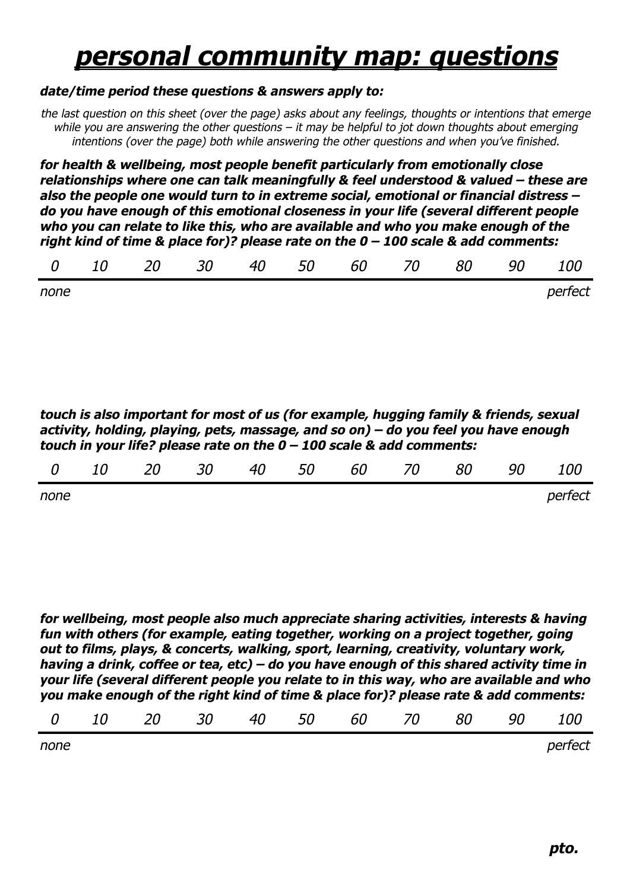# ***personal community map: questions***

***date/time period these questions & answers apply to:***

*the last question on this sheet (over the page) asks about any feelings, thoughts or intentions that emerge while you are answering the other questions – it may be helpful to jot down thoughts about emerging intentions (over the page) both while answering the other questions and when you've finished.*

***for health & wellbeing, most people benefit particularly from emotionally close relationships where one can talk meaningfully & feel understood & valued – these are also the people one would turn to in extreme social, emotional or financial distress – do you have enough of this emotional closeness in your life (several different people who you can relate to like this, who are available and who you make enough of the right kind of time & place for)? please rate on the 0 – 100 scale & add comments:***

| *0* | *10* | *20* | *30* | *40* | *50* | *60* | *70* | *80* | *90* | *100* |
|---|---|---|---|---|---|---|---|---|---|---|
| *none* | | | | | | | | | | *perfect* |

***touch is also important for most of us (for example, hugging family & friends, sexual activity, holding, playing, pets, massage, and so on) – do you feel you have enough touch in your life? please rate on the 0 – 100 scale & add comments:***

| *0* | *10* | *20* | *30* | *40* | *50* | *60* | *70* | *80* | *90* | *100* |
|---|---|---|---|---|---|---|---|---|---|---|
| *none* | | | | | | | | | | *perfect* |

***for wellbeing, most people also much appreciate sharing activities, interests & having fun with others (for example, eating together, working on a project together, going out to films, plays, & concerts, walking, sport, learning, creativity, voluntary work, having a drink, coffee or tea, etc) – do you have enough of this shared activity time in your life (several different people you relate to in this way, who are available and who you make enough of the right kind of time & place for)? please rate & add comments:***

| *0* | *10* | *20* | *30* | *40* | *50* | *60* | *70* | *80* | *90* | *100* |
|---|---|---|---|---|---|---|---|---|---|---|
| *none* | | | | | | | | | | *perfect* |

***pto.***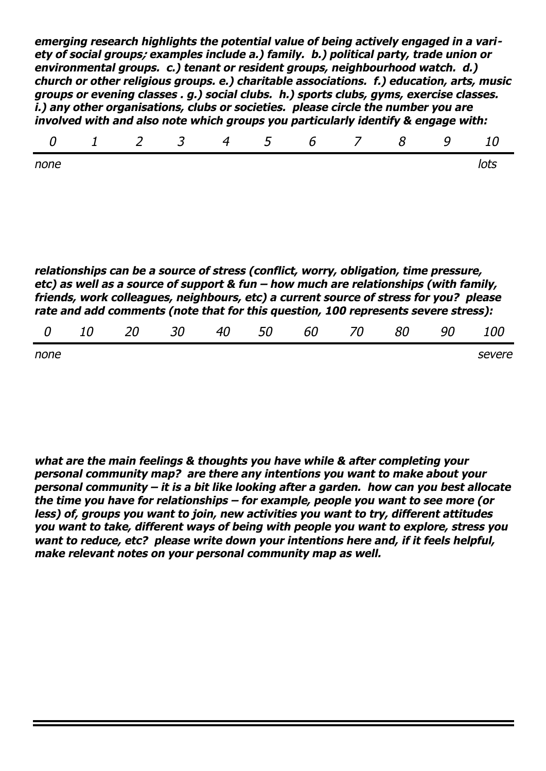***emerging research highlights the potential value of being actively engaged in a variety of social groups; examples include a.) family. b.) political party, trade union or environmental groups. c.) tenant or resident groups, neighbourhood watch. d.) church or other religious groups. e.) charitable associations. f.) education, arts, music groups or evening classes . g.) social clubs. h.) sports clubs, gyms, exercise classes. i.) any other organisations, clubs or societies. please circle the number you are involved with and also note which groups you particularly identify & engage with:***

*0 1 2 3 4 5 6 7 8 9 10*

*none* *lots*

***relationships can be a source of stress (conflict, worry, obligation, time pressure, etc) as well as a source of support & fun – how much are relationships (with family, friends, work colleagues, neighbours, etc) a current source of stress for you? please rate and add comments (note that for this question, 100 represents severe stress):***

*0 10 20 30 40 50 60 70 80 90 100*

*none* *severe*

***what are the main feelings & thoughts you have while & after completing your personal community map? are there any intentions you want to make about your personal community – it is a bit like looking after a garden. how can you best allocate the time you have for relationships – for example, people you want to see more (or less) of, groups you want to join, new activities you want to try, different attitudes you want to take, different ways of being with people you want to explore, stress you want to reduce, etc? please write down your intentions here and, if it feels helpful, make relevant notes on your personal community map as well.***